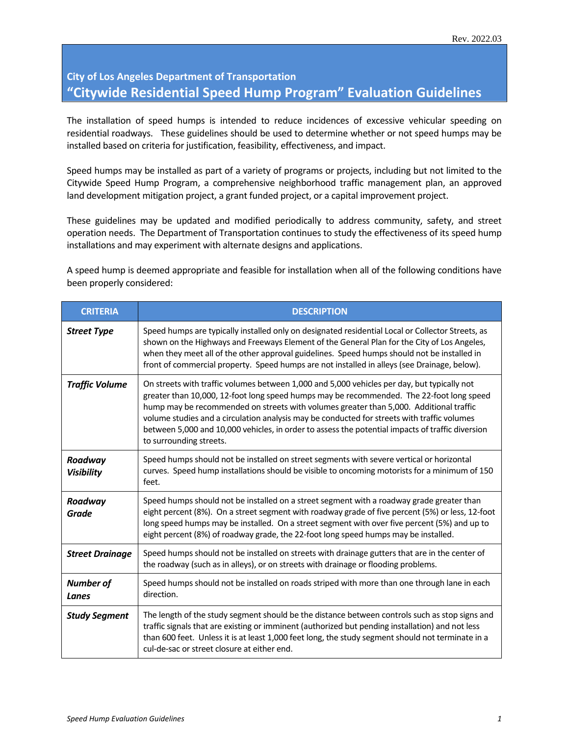Rev. 2022.03

## City of Los Angeles Department of Transportation

# "Citywide Residential Speed Hump Program" Evaluation Guidelines

The installation of speed humps is intended to reduce incidences of excessive vehicular speeding on residential roadways. These guidelines should be used to determine whether or not speed humps may be installed based on criteria for justification, feasibility, effectiveness, and impact.

Speed humps may be installed as part of a variety of programs or projects, including but not limited to the Citywide Speed Hump Program, a comprehensive neighborhood traffic management plan, an approved land development mitigation project, a grant funded project, or a capital improvement project.

These guidelines may be updated and modified periodically to address community, safety, and street operation needs. The Department of Transportation continues to study the effectiveness of its speed hump installations and may experiment with alternate designs and applications.

A speed hump is deemed appropriate and feasible for installation when all of the following conditions have been properly considered:

| CRITERIA | DESCRIPTION |
|---|---|
| ***Street Type*** | Speed humps are typically installed only on designated residential Local or Collector Streets, as shown on the Highways and Freeways Element of the General Plan for the City of Los Angeles, when they meet all of the other approval guidelines. Speed humps should not be installed in front of commercial property. Speed humps are not installed in alleys (see Drainage, below). |
| ***Traffic Volume*** | On streets with traffic volumes between 1,000 and 5,000 vehicles per day, but typically not greater than 10,000, 12-foot long speed humps may be recommended. The 22-foot long speed hump may be recommended on streets with volumes greater than 5,000. Additional traffic volume studies and a circulation analysis may be conducted for streets with traffic volumes between 5,000 and 10,000 vehicles, in order to assess the potential impacts of traffic diversion to surrounding streets. |
| ***Roadway Visibility*** | Speed humps should not be installed on street segments with severe vertical or horizontal curves. Speed hump installations should be visible to oncoming motorists for a minimum of 150 feet. |
| ***Roadway Grade*** | Speed humps should not be installed on a street segment with a roadway grade greater than eight percent (8%). On a street segment with roadway grade of five percent (5%) or less, 12-foot long speed humps may be installed. On a street segment with over five percent (5%) and up to eight percent (8%) of roadway grade, the 22-foot long speed humps may be installed. |
| ***Street Drainage*** | Speed humps should not be installed on streets with drainage gutters that are in the center of the roadway (such as in alleys), or on streets with drainage or flooding problems. |
| ***Number of Lanes*** | Speed humps should not be installed on roads striped with more than one through lane in each direction. |
| ***Study Segment*** | The length of the study segment should be the distance between controls such as stop signs and traffic signals that are existing or imminent (authorized but pending installation) and not less than 600 feet. Unless it is at least 1,000 feet long, the study segment should not terminate in a cul-de-sac or street closure at either end. |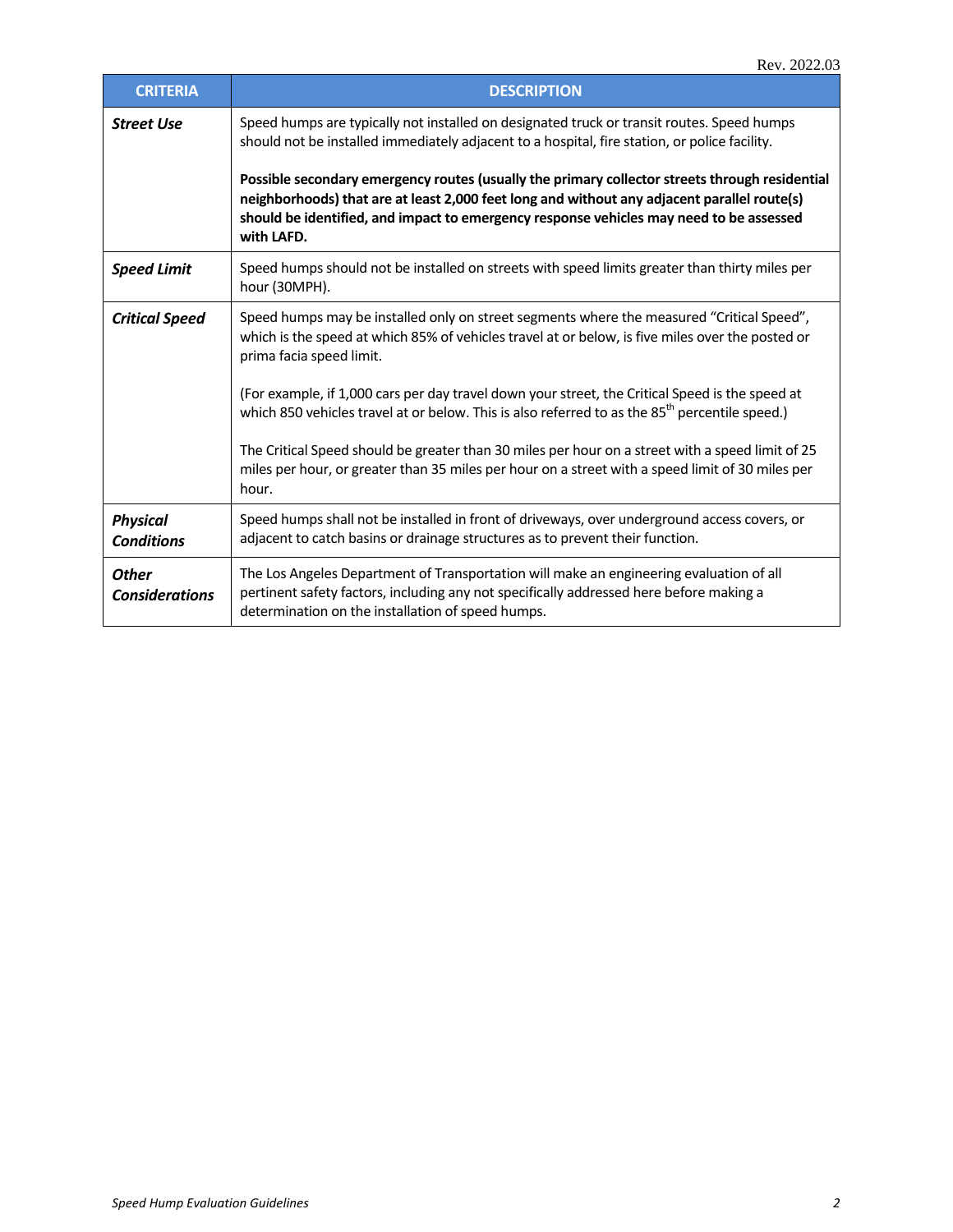| CRITERIA | DESCRIPTION |
|---|---|
| ***Street Use*** | Speed humps are typically not installed on designated truck or transit routes. Speed humps should not be installed immediately adjacent to a hospital, fire station, or police facility.<br><br>**Possible secondary emergency routes (usually the primary collector streets through residential neighborhoods) that are at least 2,000 feet long and without any adjacent parallel route(s) should be identified, and impact to emergency response vehicles may need to be assessed with LAFD.** |
| ***Speed Limit*** | Speed humps should not be installed on streets with speed limits greater than thirty miles per hour (30MPH). |
| ***Critical Speed*** | Speed humps may be installed only on street segments where the measured "Critical Speed", which is the speed at which 85% of vehicles travel at or below, is five miles over the posted or prima facia speed limit.<br><br>(For example, if 1,000 cars per day travel down your street, the Critical Speed is the speed at which 850 vehicles travel at or below. This is also referred to as the $85^{th}$ percentile speed.)<br><br>The Critical Speed should be greater than 30 miles per hour on a street with a speed limit of 25 miles per hour, or greater than 35 miles per hour on a street with a speed limit of 30 miles per hour. |
| ***Physical Conditions*** | Speed humps shall not be installed in front of driveways, over underground access covers, or adjacent to catch basins or drainage structures as to prevent their function. |
| ***Other Considerations*** | The Los Angeles Department of Transportation will make an engineering evaluation of all pertinent safety factors, including any not specifically addressed here before making a determination on the installation of speed humps. |